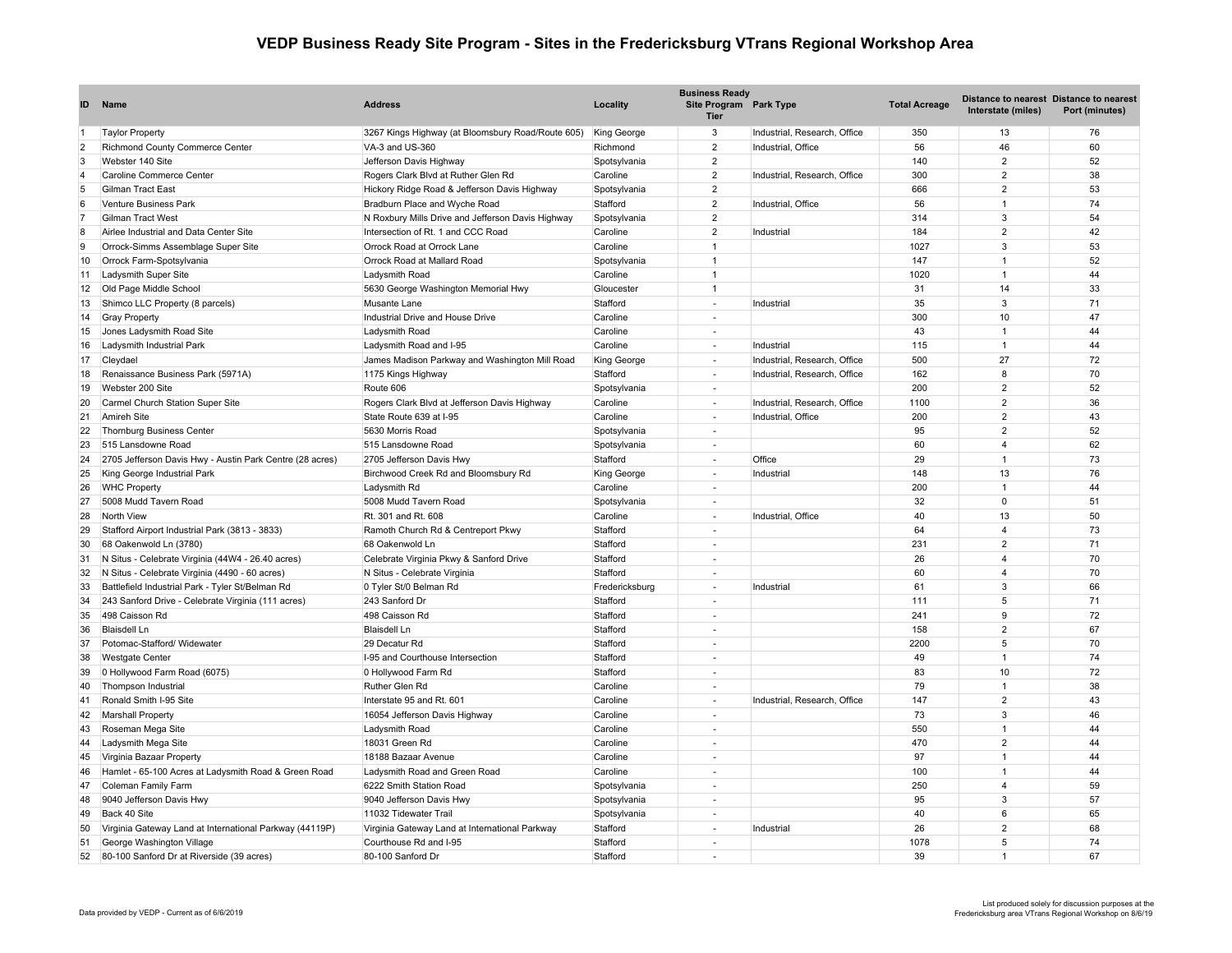# VEDP Business Ready Site Program - Sites in the Fredericksburg VTrans Regional Workshop Area

| ID | Name | Address | Locality | Business Ready Site Program Tier | Park Type | Total Acreage | Distance to nearest Interstate (miles) | Distance to nearest Port (minutes) |
|---|---|---|---|---|---|---|---|---|
| 1 | Taylor Property | 3267 Kings Highway (at Bloomsbury Road/Route 605) | King George | 3 | Industrial, Research, Office | 350 | 13 | 76 |
| 2 | Richmond County Commerce Center | VA-3 and US-360 | Richmond | 2 | Industrial, Office | 56 | 46 | 60 |
| 3 | Webster 140 Site | Jefferson Davis Highway | Spotsylvania | 2 | | 140 | 2 | 52 |
| 4 | Caroline Commerce Center | Rogers Clark Blvd at Ruther Glen Rd | Caroline | 2 | Industrial, Research, Office | 300 | 2 | 38 |
| 5 | Gilman Tract East | Hickory Ridge Road & Jefferson Davis Highway | Spotsylvania | 2 | | 666 | 2 | 53 |
| 6 | Venture Business Park | Bradburn Place and Wyche Road | Stafford | 2 | Industrial, Office | 56 | 1 | 74 |
| 7 | Gilman Tract West | N Roxbury Mills Drive and Jefferson Davis Highway | Spotsylvania | 2 | | 314 | 3 | 54 |
| 8 | Airlee Industrial and Data Center Site | Intersection of Rt. 1 and CCC Road | Caroline | 2 | Industrial | 184 | 2 | 42 |
| 9 | Orrock-Simms Assemblage Super Site | Orrock Road at Orrock Lane | Caroline | 1 | | 1027 | 3 | 53 |
| 10 | Orrock Farm-Spotsylvania | Orrock Road at Mallard Road | Spotsylvania | 1 | | 147 | 1 | 52 |
| 11 | Ladysmith Super Site | Ladysmith Road | Caroline | 1 | | 1020 | 1 | 44 |
| 12 | Old Page Middle School | 5630 George Washington Memorial Hwy | Gloucester | 1 | | 31 | 14 | 33 |
| 13 | Shimco LLC Property (8 parcels) | Musante Lane | Stafford | - | Industrial | 35 | 3 | 71 |
| 14 | Gray Property | Industrial Drive and House Drive | Caroline | - | | 300 | 10 | 47 |
| 15 | Jones Ladysmith Road Site | Ladysmith Road | Caroline | - | | 43 | 1 | 44 |
| 16 | Ladysmith Industrial Park | Ladysmith Road and I-95 | Caroline | - | Industrial | 115 | 1 | 44 |
| 17 | Cleydael | James Madison Parkway and Washington Mill Road | King George | - | Industrial, Research, Office | 500 | 27 | 72 |
| 18 | Renaissance Business Park (5971A) | 1175 Kings Highway | Stafford | - | Industrial, Research, Office | 162 | 8 | 70 |
| 19 | Webster 200 Site | Route 606 | Spotsylvania | - | | 200 | 2 | 52 |
| 20 | Carmel Church Station Super Site | Rogers Clark Blvd at Jefferson Davis Highway | Caroline | - | Industrial, Research, Office | 1100 | 2 | 36 |
| 21 | Amireh Site | State Route 639 at I-95 | Caroline | - | Industrial, Office | 200 | 2 | 43 |
| 22 | Thornburg Business Center | 5630 Morris Road | Spotsylvania | - | | 95 | 2 | 52 |
| 23 | 515 Lansdowne Road | 515 Lansdowne Road | Spotsylvania | - | | 60 | 4 | 62 |
| 24 | 2705 Jefferson Davis Hwy - Austin Park Centre (28 acres) | 2705 Jefferson Davis Hwy | Stafford | - | Office | 29 | 1 | 73 |
| 25 | King George Industrial Park | Birchwood Creek Rd and Bloomsbury Rd | King George | - | Industrial | 148 | 13 | 76 |
| 26 | WHC Property | Ladysmith Rd | Caroline | - | | 200 | 1 | 44 |
| 27 | 5008 Mudd Tavern Road | 5008 Mudd Tavern Road | Spotsylvania | - | | 32 | 0 | 51 |
| 28 | North View | Rt. 301 and Rt. 608 | Caroline | - | Industrial, Office | 40 | 13 | 50 |
| 29 | Stafford Airport Industrial Park (3813 - 3833) | Ramoth Church Rd & Centreport Pkwy | Stafford | - | | 64 | 4 | 73 |
| 30 | 68 Oakenwold Ln (3780) | 68 Oakenwold Ln | Stafford | - | | 231 | 2 | 71 |
| 31 | N Situs - Celebrate Virginia (44W4 - 26.40 acres) | Celebrate Virginia Pkwy & Sanford Drive | Stafford | - | | 26 | 4 | 70 |
| 32 | N Situs - Celebrate Virginia (4490 - 60 acres) | N Situs - Celebrate Virginia | Stafford | - | | 60 | 4 | 70 |
| 33 | Battlefield Industrial Park - Tyler St/Belman Rd | 0 Tyler St/0 Belman Rd | Fredericksburg | - | Industrial | 61 | 3 | 66 |
| 34 | 243 Sanford Drive - Celebrate Virginia (111 acres) | 243 Sanford Dr | Stafford | - | | 111 | 5 | 71 |
| 35 | 498 Caisson Rd | 498 Caisson Rd | Stafford | - | | 241 | 9 | 72 |
| 36 | Blaisdell Ln | Blaisdell Ln | Stafford | - | | 158 | 2 | 67 |
| 37 | Potomac-Stafford/ Widewater | 29 Decatur Rd | Stafford | - | | 2200 | 5 | 70 |
| 38 | Westgate Center | I-95 and Courthouse Intersection | Stafford | - | | 49 | 1 | 74 |
| 39 | 0 Hollywood Farm Road (6075) | 0 Hollywood Farm Rd | Stafford | - | | 83 | 10 | 72 |
| 40 | Thompson Industrial | Ruther Glen Rd | Caroline | - | | 79 | 1 | 38 |
| 41 | Ronald Smith I-95 Site | Interstate 95 and Rt. 601 | Caroline | - | Industrial, Research, Office | 147 | 2 | 43 |
| 42 | Marshall Property | 16054 Jefferson Davis Highway | Caroline | - | | 73 | 3 | 46 |
| 43 | Roseman Mega Site | Ladysmith Road | Caroline | - | | 550 | 1 | 44 |
| 44 | Ladysmith Mega Site | 18031 Green Rd | Caroline | - | | 470 | 2 | 44 |
| 45 | Virginia Bazaar Property | 18188 Bazaar Avenue | Caroline | - | | 97 | 1 | 44 |
| 46 | Hamlet - 65-100 Acres at Ladysmith Road & Green Road | Ladysmith Road and Green Road | Caroline | - | | 100 | 1 | 44 |
| 47 | Coleman Family Farm | 6222 Smith Station Road | Spotsylvania | - | | 250 | 4 | 59 |
| 48 | 9040 Jefferson Davis Hwy | 9040 Jefferson Davis Hwy | Spotsylvania | - | | 95 | 3 | 57 |
| 49 | Back 40 Site | 11032 Tidewater Trail | Spotsylvania | - | | 40 | 6 | 65 |
| 50 | Virginia Gateway Land at International Parkway (44119P) | Virginia Gateway Land at International Parkway | Stafford | - | Industrial | 26 | 2 | 68 |
| 51 | George Washington Village | Courthouse Rd and I-95 | Stafford | - | | 1078 | 5 | 74 |
| 52 | 80-100 Sanford Dr at Riverside (39 acres) | 80-100 Sanford Dr | Stafford | - | | 39 | 1 | 67 |

Data provided by VEDP - Current as of 6/6/2019

List produced solely for discussion purposes at the Fredericksburg area VTrans Regional Workshop on 8/6/19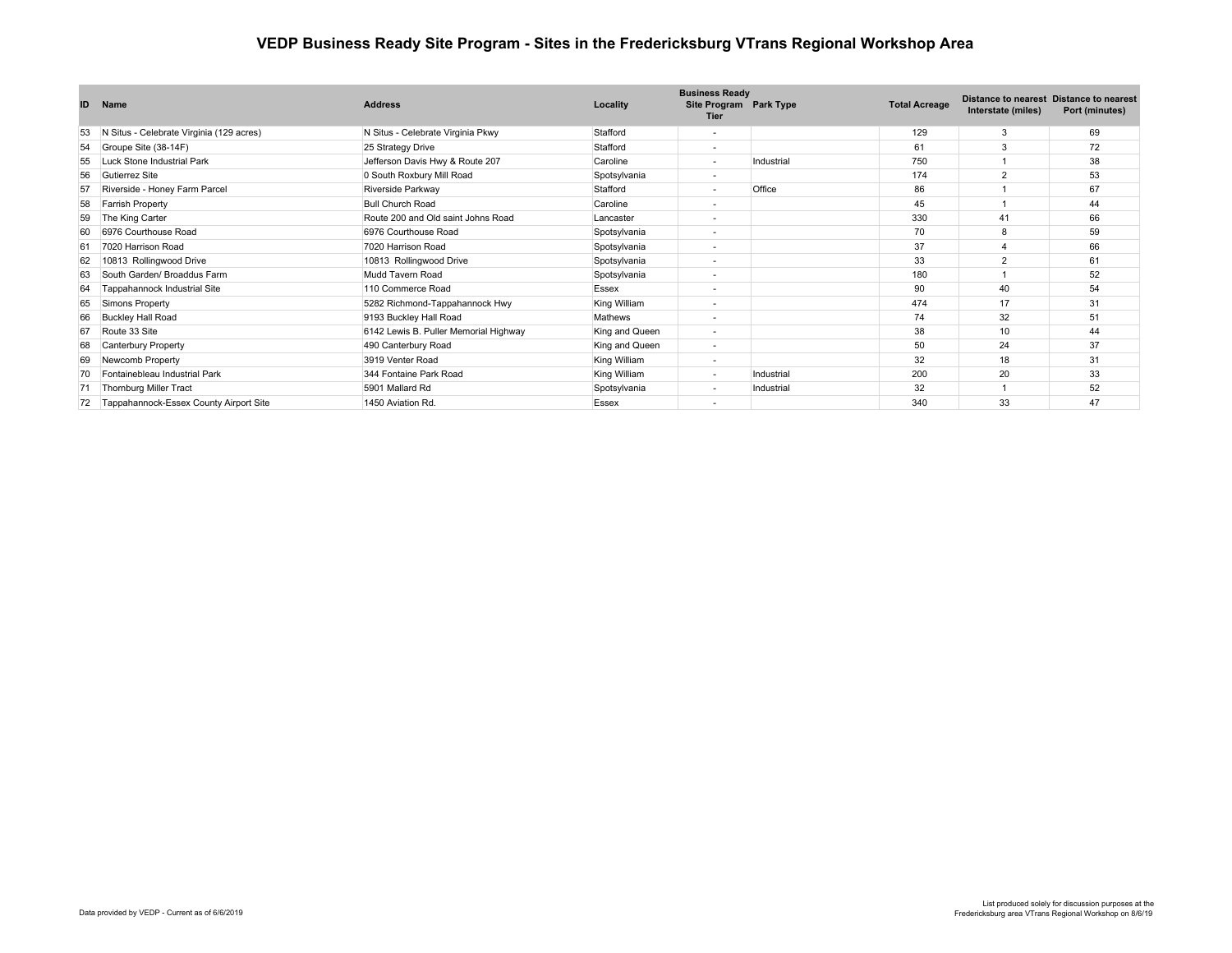# VEDP Business Ready Site Program - Sites in the Fredericksburg VTrans Regional Workshop Area

| ID | Name | Address | Locality | Business Ready Site Program Tier | Park Type | Total Acreage | Distance to nearest Interstate (miles) | Distance to nearest Port (minutes) |
|---|---|---|---|---|---|---|---|---|
| 53 | N Situs - Celebrate Virginia (129 acres) | N Situs - Celebrate Virginia Pkwy | Stafford | - | | 129 | 3 | 69 |
| 54 | Groupe Site (38-14F) | 25 Strategy Drive | Stafford | - | | 61 | 3 | 72 |
| 55 | Luck Stone Industrial Park | Jefferson Davis Hwy & Route 207 | Caroline | - | Industrial | 750 | 1 | 38 |
| 56 | Gutierrez Site | 0 South Roxbury Mill Road | Spotsylvania | - | | 174 | 2 | 53 |
| 57 | Riverside - Honey Farm Parcel | Riverside Parkway | Stafford | - | Office | 86 | 1 | 67 |
| 58 | Farrish Property | Bull Church Road | Caroline | - | | 45 | 1 | 44 |
| 59 | The King Carter | Route 200 and Old saint Johns Road | Lancaster | - | | 330 | 41 | 66 |
| 60 | 6976 Courthouse Road | 6976 Courthouse Road | Spotsylvania | - | | 70 | 8 | 59 |
| 61 | 7020 Harrison Road | 7020 Harrison Road | Spotsylvania | - | | 37 | 4 | 66 |
| 62 | 10813 Rollingwood Drive | 10813 Rollingwood Drive | Spotsylvania | - | | 33 | 2 | 61 |
| 63 | South Garden/ Broaddus Farm | Mudd Tavern Road | Spotsylvania | - | | 180 | 1 | 52 |
| 64 | Tappahannock Industrial Site | 110 Commerce Road | Essex | - | | 90 | 40 | 54 |
| 65 | Simons Property | 5282 Richmond-Tappahannock Hwy | King William | - | | 474 | 17 | 31 |
| 66 | Buckley Hall Road | 9193 Buckley Hall Road | Mathews | - | | 74 | 32 | 51 |
| 67 | Route 33 Site | 6142 Lewis B. Puller Memorial Highway | King and Queen | - | | 38 | 10 | 44 |
| 68 | Canterbury Property | 490 Canterbury Road | King and Queen | - | | 50 | 24 | 37 |
| 69 | Newcomb Property | 3919 Venter Road | King William | - | | 32 | 18 | 31 |
| 70 | Fontainebleau Industrial Park | 344 Fontaine Park Road | King William | - | Industrial | 200 | 20 | 33 |
| 71 | Thornburg Miller Tract | 5901 Mallard Rd | Spotsylvania | - | Industrial | 32 | 1 | 52 |
| 72 | Tappahannock-Essex County Airport Site | 1450 Aviation Rd. | Essex | - | | 340 | 33 | 47 |

Data provided by VEDP - Current as of 6/6/2019

List produced solely for discussion purposes at the Fredericksburg area VTrans Regional Workshop on 8/6/19